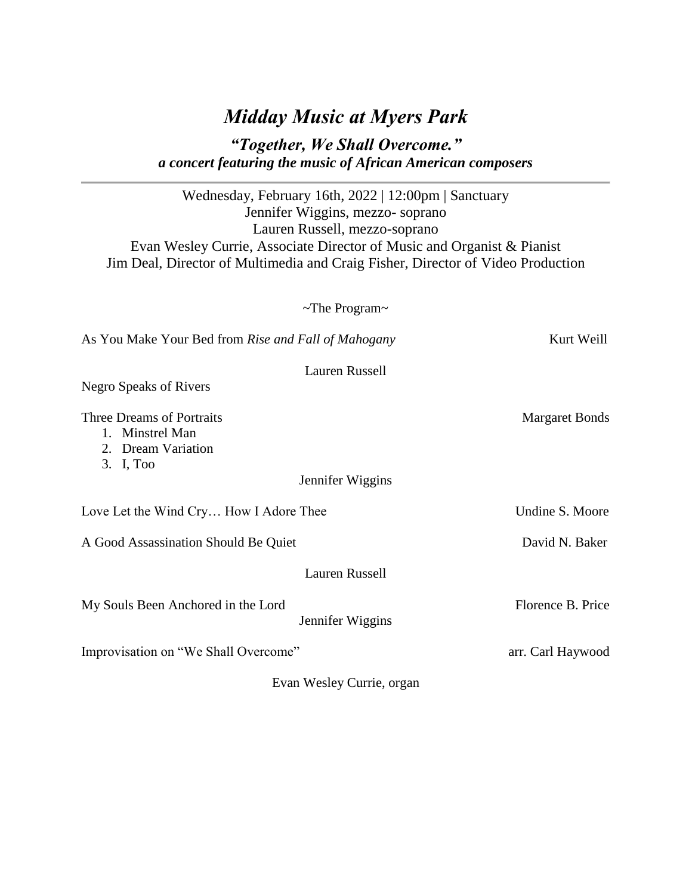# *Midday Music at Myers Park*

***"Together, We Shall Overcome."***
***a concert featuring the music of African American composers***

---

Wednesday, February 16th, 2022 | 12:00pm | Sanctuary
Jennifer Wiggins, mezzo- soprano
Lauren Russell, mezzo-soprano
Evan Wesley Currie, Associate Director of Music and Organist & Pianist
Jim Deal, Director of Multimedia and Craig Fisher, Director of Video Production

~The Program~

As You Make Your Bed from *Rise and Fall of Mahogany* — Kurt Weill

Lauren Russell

Negro Speaks of Rivers

Three Dreams of Portraits — Margaret Bonds

1. Minstrel Man
2. Dream Variation
3. I, Too

Jennifer Wiggins

Love Let the Wind Cry… How I Adore Thee — Undine S. Moore

A Good Assassination Should Be Quiet — David N. Baker

Lauren Russell

My Souls Been Anchored in the Lord — Florence B. Price

Jennifer Wiggins

Improvisation on "We Shall Overcome" — arr. Carl Haywood

Evan Wesley Currie, organ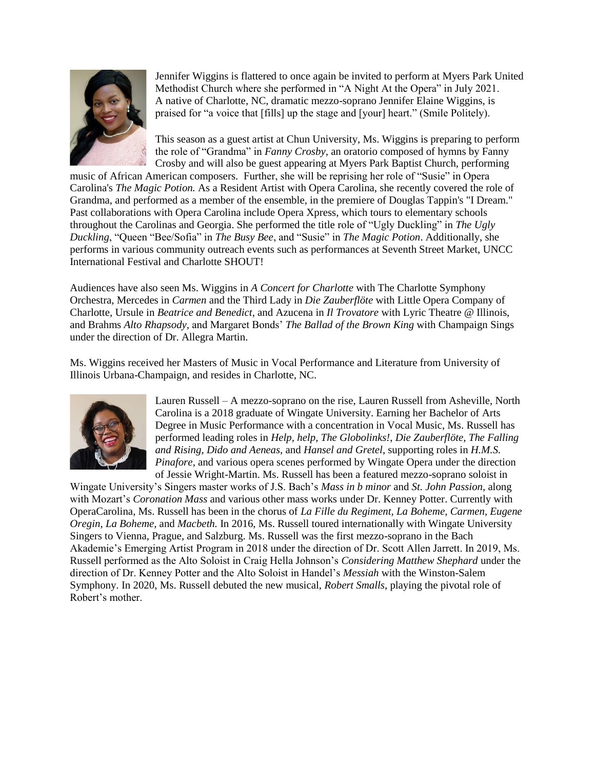Jennifer Wiggins is flattered to once again be invited to perform at Myers Park United Methodist Church where she performed in "A Night At the Opera" in July 2021. A native of Charlotte, NC, dramatic mezzo-soprano Jennifer Elaine Wiggins, is praised for "a voice that [fills] up the stage and [your] heart." (Smile Politely).

This season as a guest artist at Chun University, Ms. Wiggins is preparing to perform the role of "Grandma" in *Fanny Crosby,* an oratorio composed of hymns by Fanny Crosby and will also be guest appearing at Myers Park Baptist Church, performing music of African American composers. Further, she will be reprising her role of "Susie" in Opera Carolina's *The Magic Potion.* As a Resident Artist with Opera Carolina, she recently covered the role of Grandma, and performed as a member of the ensemble, in the premiere of Douglas Tappin's "I Dream." Past collaborations with Opera Carolina include Opera Xpress, which tours to elementary schools throughout the Carolinas and Georgia. She performed the title role of "Ugly Duckling" in *The Ugly Duckling*, "Queen "Bee/Sofia" in *The Busy Bee*, and "Susie" in *The Magic Potion*. Additionally, she performs in various community outreach events such as performances at Seventh Street Market, UNCC International Festival and Charlotte SHOUT!

Audiences have also seen Ms. Wiggins in *A Concert for Charlotte* with The Charlotte Symphony Orchestra, Mercedes in *Carmen* and the Third Lady in *Die Zauberflöte* with Little Opera Company of Charlotte, Ursule in *Beatrice and Benedict,* and Azucena in *Il Trovatore* with Lyric Theatre @ Illinois, and Brahms *Alto Rhapsody,* and Margaret Bonds' *The Ballad of the Brown King* with Champaign Sings under the direction of Dr. Allegra Martin.

Ms. Wiggins received her Masters of Music in Vocal Performance and Literature from University of Illinois Urbana-Champaign, and resides in Charlotte, NC.

Lauren Russell – A mezzo-soprano on the rise, Lauren Russell from Asheville, North Carolina is a 2018 graduate of Wingate University. Earning her Bachelor of Arts Degree in Music Performance with a concentration in Vocal Music, Ms. Russell has performed leading roles in *Help, help, The Globolinks!, Die Zauberflöte, The Falling and Rising, Dido and Aeneas*, and *Hansel and Gretel*, supporting roles in *H.M.S. Pinafore*, and various opera scenes performed by Wingate Opera under the direction of Jessie Wright-Martin. Ms. Russell has been a featured mezzo-soprano soloist in Wingate University's Singers master works of J.S. Bach's *Mass in b minor* and *St. John Passion*, along with Mozart's *Coronation Mass* and various other mass works under Dr. Kenney Potter. Currently with OperaCarolina, Ms. Russell has been in the chorus of *La Fille du Regiment, La Boheme, Carmen, Eugene Oregin, La Boheme,* and *Macbeth.* In 2016, Ms. Russell toured internationally with Wingate University Singers to Vienna, Prague, and Salzburg. Ms. Russell was the first mezzo-soprano in the Bach Akademie's Emerging Artist Program in 2018 under the direction of Dr. Scott Allen Jarrett. In 2019, Ms. Russell performed as the Alto Soloist in Craig Hella Johnson's *Considering Matthew Shephard* under the direction of Dr. Kenney Potter and the Alto Soloist in Handel's *Messiah* with the Winston-Salem Symphony. In 2020, Ms. Russell debuted the new musical, *Robert Smalls*, playing the pivotal role of Robert's mother.